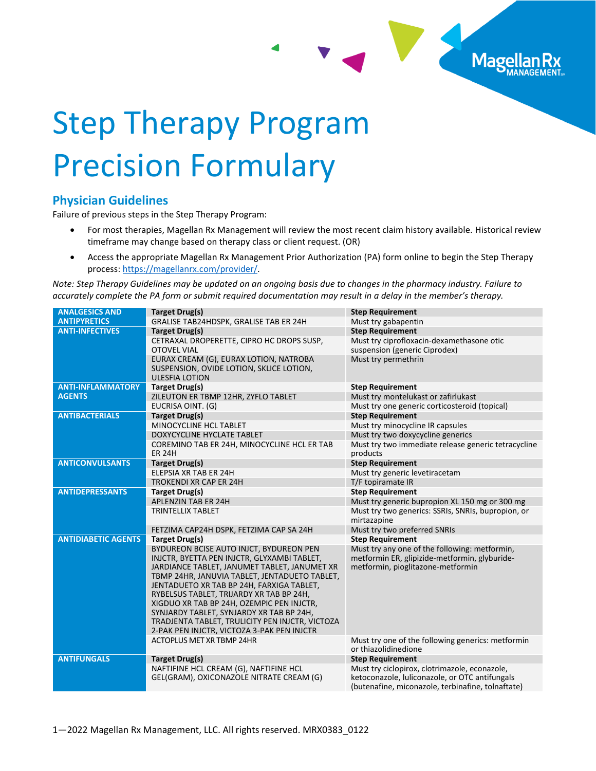# Step Therapy Program Precision Formulary

## Physician Guidelines

Failure of previous steps in the Step Therapy Program:

- For most therapies, Magellan Rx Management will review the most recent claim history available. Historical review timeframe may change based on therapy class or client request. (OR)
- Access the appropriate Magellan Rx Management Prior Authorization (PA) form online to begin the Step Therapy process: https://magellanrx.com/provider/.

*Note: Step Therapy Guidelines may be updated on an ongoing basis due to changes in the pharmacy industry. Failure to accurately complete the PA form or submit required documentation may result in a delay in the member's therapy.*

| Category | Target Drug(s) | Step Requirement |
|---|---|---|
| **ANALGESICS AND ANTIPYRETICS** | **Target Drug(s)** | **Step Requirement** |
| | GRALISE TAB24HDSPK, GRALISE TAB ER 24H | Must try gabapentin |
| **ANTI-INFECTIVES** | **Target Drug(s)** | **Step Requirement** |
| | CETRAXAL DROPERETTE, CIPRO HC DROPS SUSP, OTOVEL VIAL | Must try ciprofloxacin-dexamethasone otic suspension (generic Ciprodex) |
| | EURAX CREAM (G), EURAX LOTION, NATROBA SUSPENSION, OVIDE LOTION, SKLICE LOTION, ULESFIA LOTION | Must try permethrin |
| **ANTI-INFLAMMATORY AGENTS** | **Target Drug(s)** | **Step Requirement** |
| | ZILEUTON ER TBMP 12HR, ZYFLO TABLET | Must try montelukast or zafirlukast |
| | EUCRISA OINT. (G) | Must try one generic corticosteroid (topical) |
| **ANTIBACTERIALS** | **Target Drug(s)** | **Step Requirement** |
| | MINOCYCLINE HCL TABLET | Must try minocycline IR capsules |
| | DOXYCYCLINE HYCLATE TABLET | Must try two doxycycline generics |
| | COREMINO TAB ER 24H, MINOCYCLINE HCL ER TAB ER 24H | Must try two immediate release generic tetracycline products |
| **ANTICONVULSANTS** | **Target Drug(s)** | **Step Requirement** |
| | ELEPSIA XR TAB ER 24H | Must try generic levetiracetam |
| | TROKENDI XR CAP ER 24H | T/F topiramate IR |
| **ANTIDEPRESSANTS** | **Target Drug(s)** | **Step Requirement** |
| | APLENZIN TAB ER 24H | Must try generic bupropion XL 150 mg or 300 mg |
| | TRINTELLIX TABLET | Must try two generics: SSRIs, SNRIs, bupropion, or mirtazapine |
| | FETZIMA CAP24H DSPK, FETZIMA CAP SA 24H | Must try two preferred SNRIs |
| **ANTIDIABETIC AGENTS** | **Target Drug(s)** | **Step Requirement** |
| | BYDUREON BCISE AUTO INJCT, BYDUREON PEN INJCTR, BYETTA PEN INJCTR, GLYXAMBI TABLET, JARDIANCE TABLET, JANUMET TABLET, JANUMET XR TBMP 24HR, JANUVIA TABLET, JENTADUETO TABLET, JENTADUETO XR TAB BP 24H, FARXIGA TABLET, RYBELSUS TABLET, TRIJARDY XR TAB BP 24H, XIGDUO XR TAB BP 24H, OZEMPIC PEN INJCTR, SYNJARDY TABLET, SYNJARDY XR TAB BP 24H, TRADJENTA TABLET, TRULICITY PEN INJCTR, VICTOZA 2-PAK PEN INJCTR, VICTOZA 3-PAK PEN INJCTR | Must try any one of the following: metformin, metformin ER, glipizide-metformin, glyburide-metformin, pioglitazone-metformin |
| | ACTOPLUS MET XR TBMP 24HR | Must try one of the following generics: metformin or thiazolidinedione |
| **ANTIFUNGALS** | **Target Drug(s)** | **Step Requirement** |
| | NAFTIFINE HCL CREAM (G), NAFTIFINE HCL GEL(GRAM), OXICONAZOLE NITRATE CREAM (G) | Must try ciclopirox, clotrimazole, econazole, ketoconazole, luliconazole, or OTC antifungals (butenafine, miconazole, terbinafine, tolnaftate) |

1—2022 Magellan Rx Management, LLC. All rights reserved. MRX0383_0122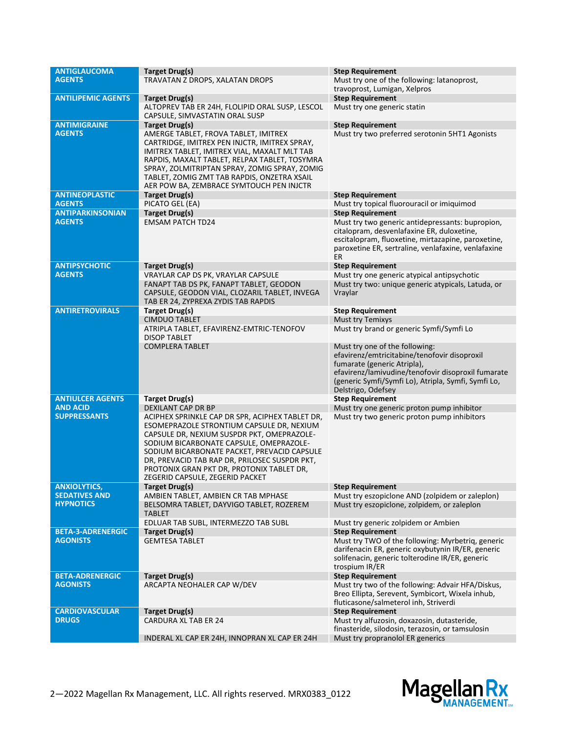| Category | Target Drug(s) | Step Requirement |
|---|---|---|
| ANTIGLAUCOMA AGENTS | TRAVATAN Z DROPS, XALATAN DROPS | Must try one of the following: latanoprost, travoprost, Lumigan, Xelpros |
| ANTILIPEMIC AGENTS | ALTOPREV TAB ER 24H, FLOLIPID ORAL SUSP, LESCOL CAPSULE, SIMVASTATIN ORAL SUSP | Must try one generic statin |
| ANTIMIGRAINE AGENTS | AMERGE TABLET, FROVA TABLET, IMITREX CARTRIDGE, IMITREX PEN INJCTR, IMITREX SPRAY, IMITREX TABLET, IMITREX VIAL, MAXALT MLT TAB RAPDIS, MAXALT TABLET, RELPAX TABLET, TOSYMRA SPRAY, ZOLMITRIPTAN SPRAY, ZOMIG SPRAY, ZOMIG TABLET, ZOMIG ZMT TAB RAPDIS, ONZETRA XSAIL AER POW BA, ZEMBRACE SYMTOUCH PEN INJCTR | Must try two preferred serotonin 5HT1 Agonists |
| ANTINEOPLASTIC AGENTS | PICATO GEL (EA) | Must try topical fluorouracil or imiquimod |
| ANTIPARKINSONIAN AGENTS | EMSAM PATCH TD24 | Must try two generic antidepressants: bupropion, citalopram, desvenlafaxine ER, duloxetine, escitalopram, fluoxetine, mirtazapine, paroxetine, paroxetine ER, sertraline, venlafaxine, venlafaxine ER |
| ANTIPSYCHOTIC AGENTS | VRAYLAR CAP DS PK, VRAYLAR CAPSULE | Must try one generic atypical antipsychotic |
| | FANAPT TAB DS PK, FANAPT TABLET, GEODON CAPSULE, GEODON VIAL, CLOZARIL TABLET, INVEGA TAB ER 24, ZYPREXA ZYDIS TAB RAPDIS | Must try two: unique generic atypicals, Latuda, or Vraylar |
| ANTIRETROVIRALS | CIMDUO TABLET | Must try Temixys |
| | ATRIPLA TABLET, EFAVIRENZ-EMTRIC-TENOFOV DISOP TABLET | Must try brand or generic Symfi/Symfi Lo |
| | COMPLERA TABLET | Must try one of the following: efavirenz/emtricitabine/tenofovir disoproxil fumarate (generic Atripla), efavirenz/lamivudine/tenofovir disoproxil fumarate (generic Symfi/Symfi Lo), Atripla, Symfi, Symfi Lo, Delstrigo, Odefsey |
| ANTIULCER AGENTS AND ACID SUPPRESSANTS | DEXILANT CAP DR BP | Must try one generic proton pump inhibitor |
| | ACIPHEX SPRINKLE CAP DR SPR, ACIPHEX TABLET DR, ESOMEPRAZOLE STRONTIUM CAPSULE DR, NEXIUM CAPSULE DR, NEXIUM SUSPDR PKT, OMEPRAZOLE-SODIUM BICARBONATE CAPSULE, OMEPRAZOLE-SODIUM BICARBONATE PACKET, PREVACID CAPSULE DR, PREVACID TAB RAP DR, PRILOSEC SUSPDR PKT, PROTONIX GRAN PKT DR, PROTONIX TABLET DR, ZEGERID CAPSULE, ZEGERID PACKET | Must try two generic proton pump inhibitors |
| ANXIOLYTICS, SEDATIVES AND HYPNOTICS | AMBIEN TABLET, AMBIEN CR TAB MPHASE | Must try eszopiclone AND (zolpidem or zaleplon) |
| | BELSOMRA TABLET, DAYVIGO TABLET, ROZEREM TABLET | Must try eszopiclone, zolpidem, or zaleplon |
| | EDLUAR TAB SUBL, INTERMEZZO TAB SUBL | Must try generic zolpidem or Ambien |
| BETA-3-ADRENERGIC AGONISTS | GEMTESA TABLET | Must try TWO of the following: Myrbetriq, generic darifenacin ER, generic oxybutynin IR/ER, generic solifenacin, generic tolterodine IR/ER, generic trospium IR/ER |
| BETA-ADRENERGIC AGONISTS | ARCAPTA NEOHALER CAP W/DEV | Must try two of the following: Advair HFA/Diskus, Breo Ellipta, Serevent, Symbicort, Wixela inhub, fluticasone/salmeterol inh, Striverdi |
| CARDIOVASCULAR DRUGS | CARDURA XL TAB ER 24 | Must try alfuzosin, doxazosin, dutasteride, finasteride, silodosin, terazosin, or tamsulosin |
| | INDERAL XL CAP ER 24H, INNOPRAN XL CAP ER 24H | Must try propranolol ER generics |

2—2022 Magellan Rx Management, LLC. All rights reserved. MRX0383_0122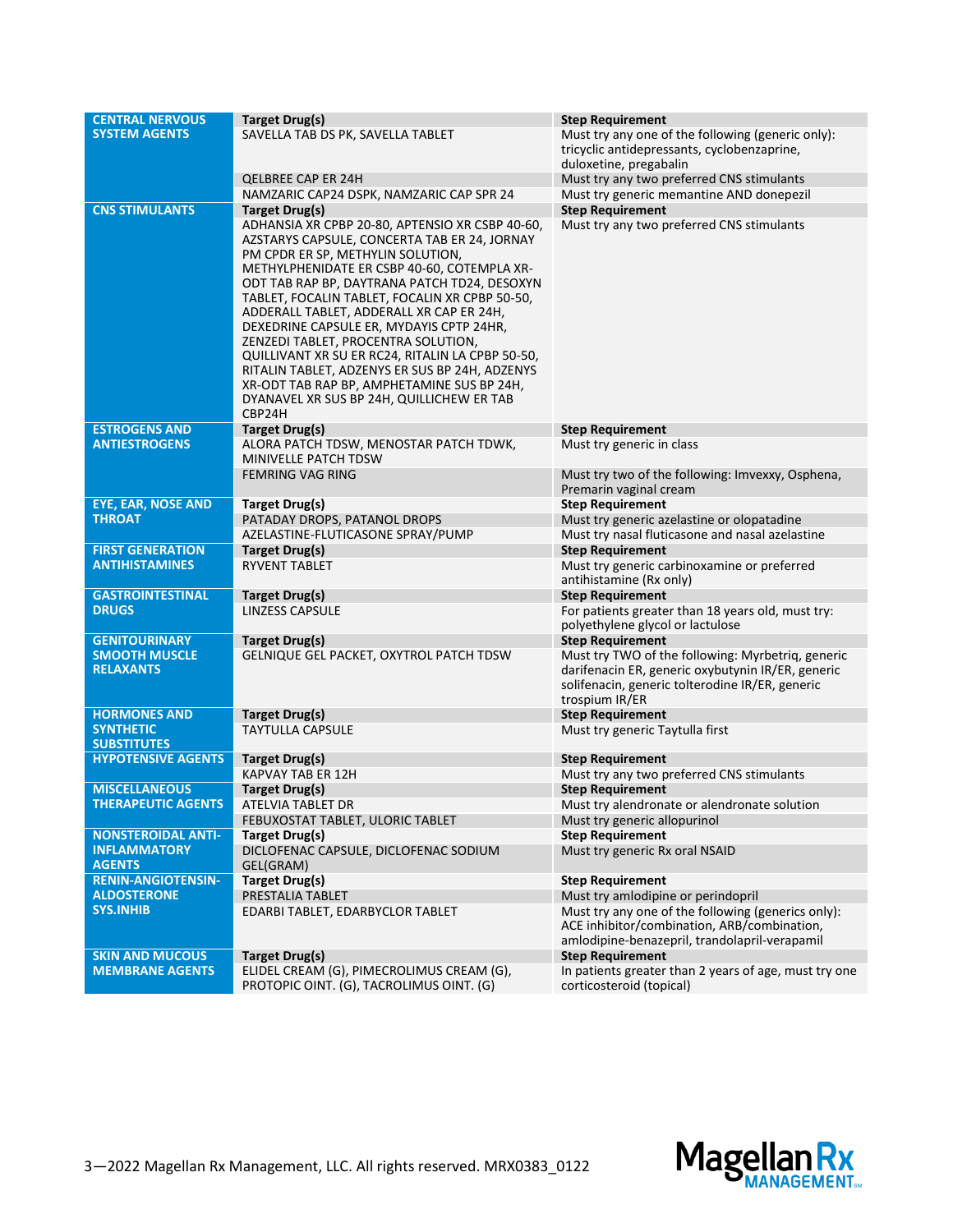| Drug Class | Target Drug(s) | Step Requirement |
|---|---|---|
| **CENTRAL NERVOUS SYSTEM AGENTS** | **Target Drug(s)** | **Step Requirement** |
| | SAVELLA TAB DS PK, SAVELLA TABLET | Must try any one of the following (generic only): tricyclic antidepressants, cyclobenzaprine, duloxetine, pregabalin |
| | QELBREE CAP ER 24H | Must try any two preferred CNS stimulants |
| | NAMZARIC CAP24 DSPK, NAMZARIC CAP SPR 24 | Must try generic memantine AND donepezil |
| **CNS STIMULANTS** | **Target Drug(s)** | **Step Requirement** |
| | ADHANSIA XR CPBP 20-80, APTENSIO XR CSBP 40-60, AZSTARYS CAPSULE, CONCERTA TAB ER 24, JORNAY PM CPDR ER SP, METHYLIN SOLUTION, METHYLPHENIDATE ER CSBP 40-60, COTEMPLA XR-ODT TAB RAP BP, DAYTRANA PATCH TD24, DESOXYN TABLET, FOCALIN TABLET, FOCALIN XR CPBP 50-50, ADDERALL TABLET, ADDERALL XR CAP ER 24H, DEXEDRINE CAPSULE ER, MYDAYIS CPTP 24HR, ZENZEDI TABLET, PROCENTRA SOLUTION, QUILLIVANT XR SU ER RC24, RITALIN LA CPBP 50-50, RITALIN TABLET, ADZENYS ER SUS BP 24H, ADZENYS XR-ODT TAB RAP BP, AMPHETAMINE SUS BP 24H, DYANAVEL XR SUS BP 24H, QUILLICHEW ER TAB CBP24H | Must try any two preferred CNS stimulants |
| **ESTROGENS AND ANTIESTROGENS** | **Target Drug(s)** | **Step Requirement** |
| | ALORA PATCH TDSW, MENOSTAR PATCH TDWK, MINIVELLE PATCH TDSW | Must try generic in class |
| | FEMRING VAG RING | Must try two of the following: Imvexxy, Osphena, Premarin vaginal cream |
| **EYE, EAR, NOSE AND THROAT** | **Target Drug(s)** | **Step Requirement** |
| | PATADAY DROPS, PATANOL DROPS | Must try generic azelastine or olopatadine |
| | AZELASTINE-FLUTICASONE SPRAY/PUMP | Must try nasal fluticasone and nasal azelastine |
| **FIRST GENERATION ANTIHISTAMINES** | **Target Drug(s)** | **Step Requirement** |
| | RYVENT TABLET | Must try generic carbinoxamine or preferred antihistamine (Rx only) |
| **GASTROINTESTINAL DRUGS** | **Target Drug(s)** | **Step Requirement** |
| | LINZESS CAPSULE | For patients greater than 18 years old, must try: polyethylene glycol or lactulose |
| **GENITOURINARY SMOOTH MUSCLE RELAXANTS** | **Target Drug(s)** | **Step Requirement** |
| | GELNIQUE GEL PACKET, OXYTROL PATCH TDSW | Must try TWO of the following: Myrbetriq, generic darifenacin ER, generic oxybutynin IR/ER, generic solifenacin, generic tolterodine IR/ER, generic trospium IR/ER |
| **HORMONES AND SYNTHETIC SUBSTITUTES** | **Target Drug(s)** | **Step Requirement** |
| | TAYTULLA CAPSULE | Must try generic Taytulla first |
| **HYPOTENSIVE AGENTS** | **Target Drug(s)** | **Step Requirement** |
| | KAPVAY TAB ER 12H | Must try any two preferred CNS stimulants |
| **MISCELLANEOUS THERAPEUTIC AGENTS** | **Target Drug(s)** | **Step Requirement** |
| | ATELVIA TABLET DR | Must try alendronate or alendronate solution |
| | FEBUXOSTAT TABLET, ULORIC TABLET | Must try generic allopurinol |
| **NONSTEROIDAL ANTI-INFLAMMATORY AGENTS** | **Target Drug(s)** | **Step Requirement** |
| | DICLOFENAC CAPSULE, DICLOFENAC SODIUM GEL(GRAM) | Must try generic Rx oral NSAID |
| **RENIN-ANGIOTENSIN-ALDOSTERONE SYS.INHIB** | **Target Drug(s)** | **Step Requirement** |
| | PRESTALIA TABLET | Must try amlodipine or perindopril |
| | EDARBI TABLET, EDARBYCLOR TABLET | Must try any one of the following (generics only): ACE inhibitor/combination, ARB/combination, amlodipine-benazepril, trandolapril-verapamil |
| **SKIN AND MUCOUS MEMBRANE AGENTS** | **Target Drug(s)** | **Step Requirement** |
| | ELIDEL CREAM (G), PIMECROLIMUS CREAM (G), PROTOPIC OINT. (G), TACROLIMUS OINT. (G) | In patients greater than 2 years of age, must try one corticosteroid (topical) |

3—2022 Magellan Rx Management, LLC. All rights reserved. MRX0383_0122